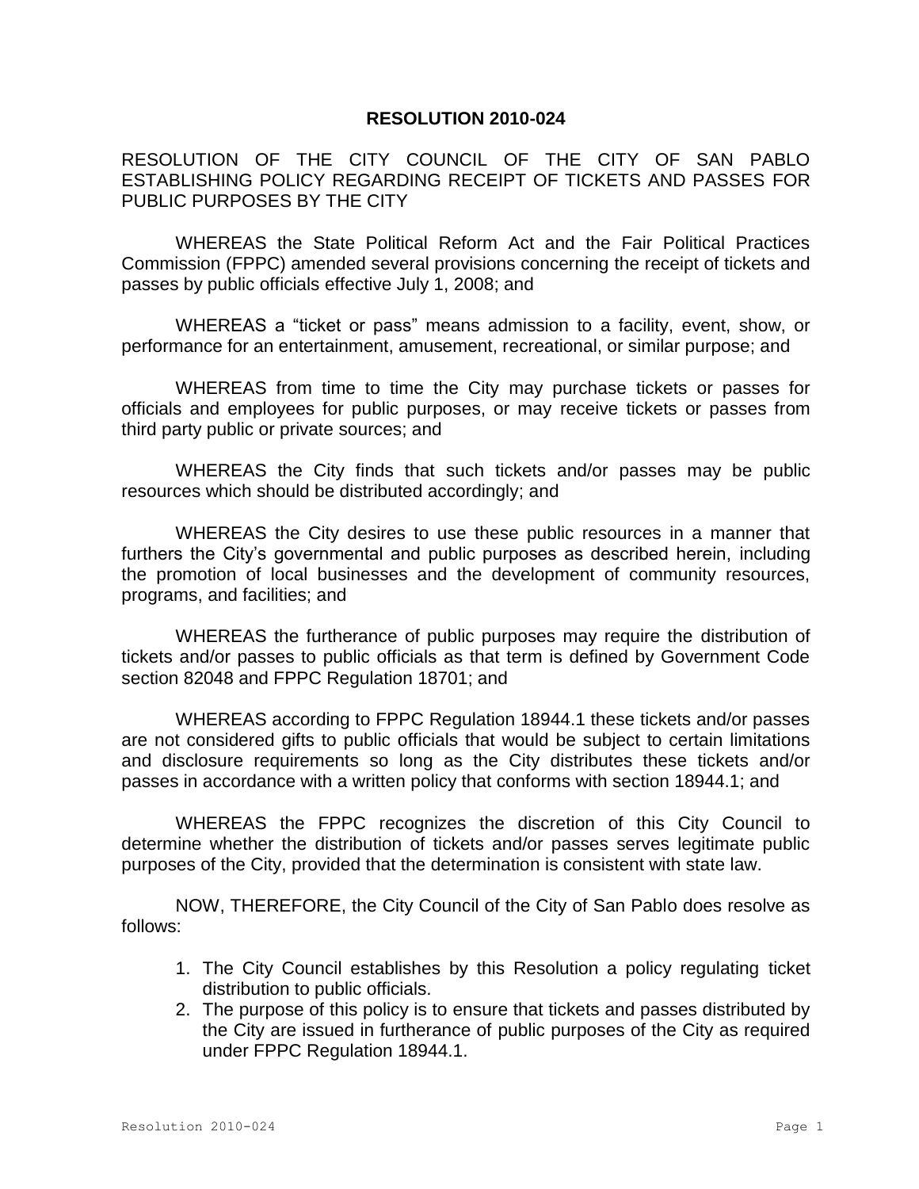# RESOLUTION 2010-024

RESOLUTION OF THE CITY COUNCIL OF THE CITY OF SAN PABLO ESTABLISHING POLICY REGARDING RECEIPT OF TICKETS AND PASSES FOR PUBLIC PURPOSES BY THE CITY

WHEREAS the State Political Reform Act and the Fair Political Practices Commission (FPPC) amended several provisions concerning the receipt of tickets and passes by public officials effective July 1, 2008; and

WHEREAS a “ticket or pass” means admission to a facility, event, show, or performance for an entertainment, amusement, recreational, or similar purpose; and

WHEREAS from time to time the City may purchase tickets or passes for officials and employees for public purposes, or may receive tickets or passes from third party public or private sources; and

WHEREAS the City finds that such tickets and/or passes may be public resources which should be distributed accordingly; and

WHEREAS the City desires to use these public resources in a manner that furthers the City’s governmental and public purposes as described herein, including the promotion of local businesses and the development of community resources, programs, and facilities; and

WHEREAS the furtherance of public purposes may require the distribution of tickets and/or passes to public officials as that term is defined by Government Code section 82048 and FPPC Regulation 18701; and

WHEREAS according to FPPC Regulation 18944.1 these tickets and/or passes are not considered gifts to public officials that would be subject to certain limitations and disclosure requirements so long as the City distributes these tickets and/or passes in accordance with a written policy that conforms with section 18944.1; and

WHEREAS the FPPC recognizes the discretion of this City Council to determine whether the distribution of tickets and/or passes serves legitimate public purposes of the City, provided that the determination is consistent with state law.

NOW, THEREFORE, the City Council of the City of San Pablo does resolve as follows:

1. The City Council establishes by this Resolution a policy regulating ticket distribution to public officials.
2. The purpose of this policy is to ensure that tickets and passes distributed by the City are issued in furtherance of public purposes of the City as required under FPPC Regulation 18944.1.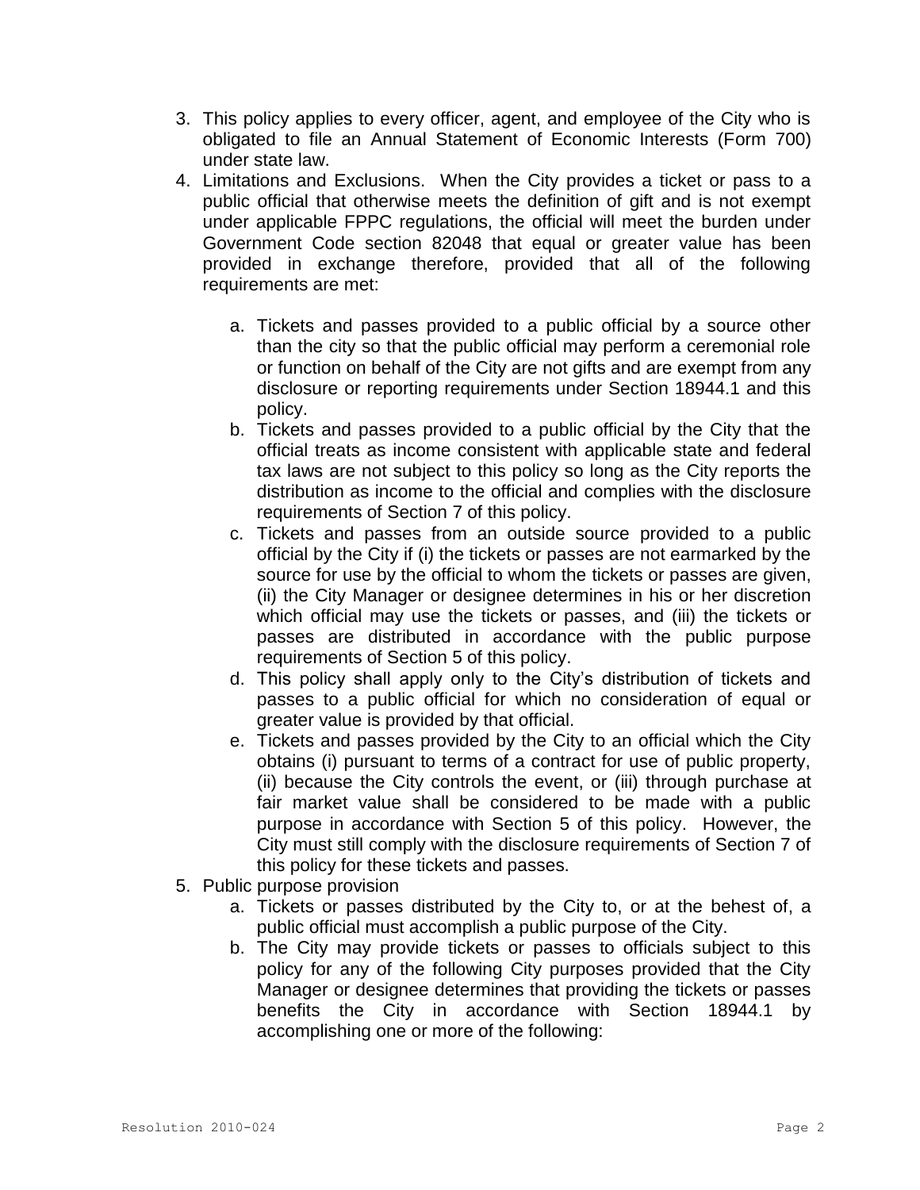3. This policy applies to every officer, agent, and employee of the City who is obligated to file an Annual Statement of Economic Interests (Form 700) under state law.
4. Limitations and Exclusions. When the City provides a ticket or pass to a public official that otherwise meets the definition of gift and is not exempt under applicable FPPC regulations, the official will meet the burden under Government Code section 82048 that equal or greater value has been provided in exchange therefore, provided that all of the following requirements are met:

    a. Tickets and passes provided to a public official by a source other than the city so that the public official may perform a ceremonial role or function on behalf of the City are not gifts and are exempt from any disclosure or reporting requirements under Section 18944.1 and this policy.
    b. Tickets and passes provided to a public official by the City that the official treats as income consistent with applicable state and federal tax laws are not subject to this policy so long as the City reports the distribution as income to the official and complies with the disclosure requirements of Section 7 of this policy.
    c. Tickets and passes from an outside source provided to a public official by the City if (i) the tickets or passes are not earmarked by the source for use by the official to whom the tickets or passes are given, (ii) the City Manager or designee determines in his or her discretion which official may use the tickets or passes, and (iii) the tickets or passes are distributed in accordance with the public purpose requirements of Section 5 of this policy.
    d. This policy shall apply only to the City's distribution of tickets and passes to a public official for which no consideration of equal or greater value is provided by that official.
    e. Tickets and passes provided by the City to an official which the City obtains (i) pursuant to terms of a contract for use of public property, (ii) because the City controls the event, or (iii) through purchase at fair market value shall be considered to be made with a public purpose in accordance with Section 5 of this policy. However, the City must still comply with the disclosure requirements of Section 7 of this policy for these tickets and passes.
5. Public purpose provision
    a. Tickets or passes distributed by the City to, or at the behest of, a public official must accomplish a public purpose of the City.
    b. The City may provide tickets or passes to officials subject to this policy for any of the following City purposes provided that the City Manager or designee determines that providing the tickets or passes benefits the City in accordance with Section 18944.1 by accomplishing one or more of the following: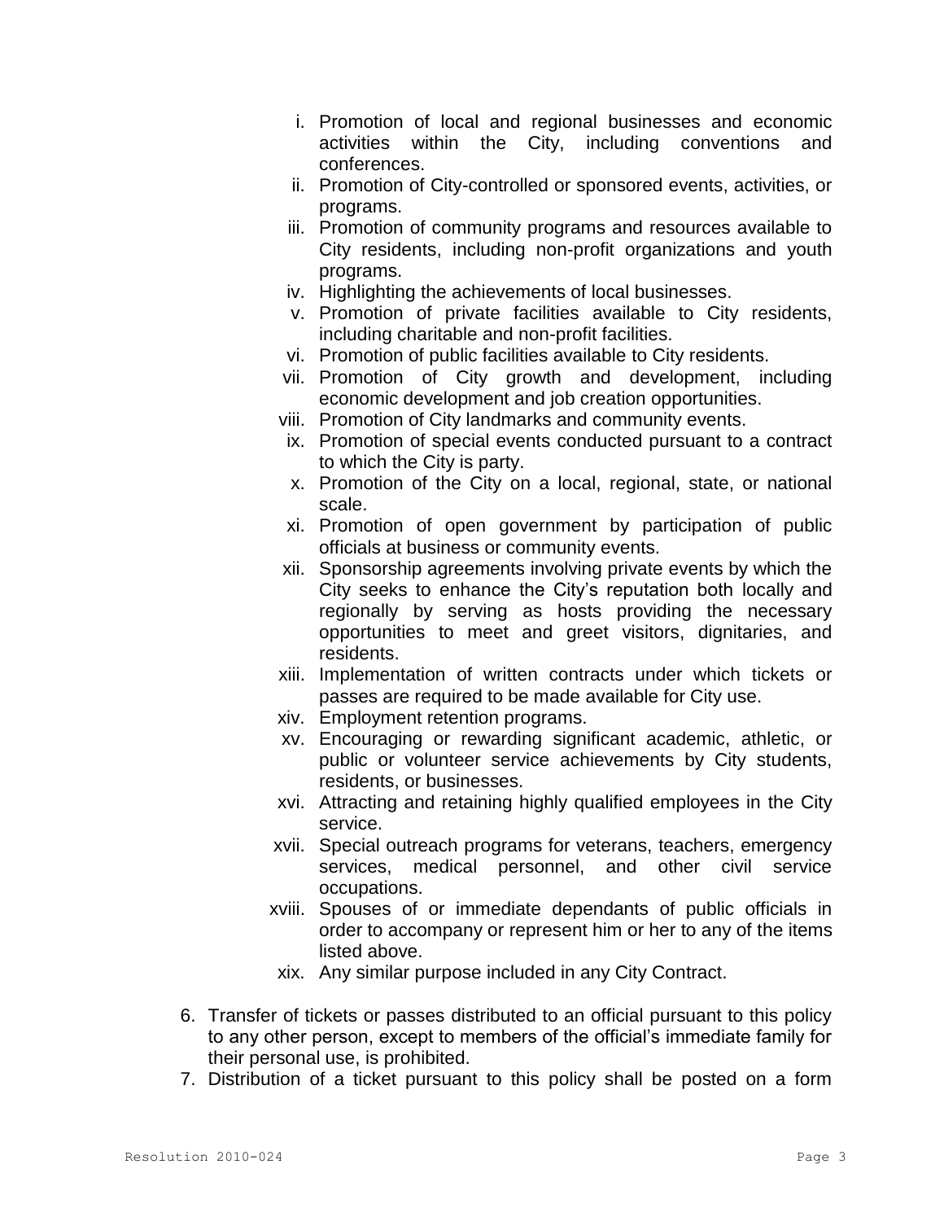i. Promotion of local and regional businesses and economic activities within the City, including conventions and conferences.
ii. Promotion of City-controlled or sponsored events, activities, or programs.
iii. Promotion of community programs and resources available to City residents, including non-profit organizations and youth programs.
iv. Highlighting the achievements of local businesses.
v. Promotion of private facilities available to City residents, including charitable and non-profit facilities.
vi. Promotion of public facilities available to City residents.
vii. Promotion of City growth and development, including economic development and job creation opportunities.
viii. Promotion of City landmarks and community events.
ix. Promotion of special events conducted pursuant to a contract to which the City is party.
x. Promotion of the City on a local, regional, state, or national scale.
xi. Promotion of open government by participation of public officials at business or community events.
xii. Sponsorship agreements involving private events by which the City seeks to enhance the City's reputation both locally and regionally by serving as hosts providing the necessary opportunities to meet and greet visitors, dignitaries, and residents.
xiii. Implementation of written contracts under which tickets or passes are required to be made available for City use.
xiv. Employment retention programs.
xv. Encouraging or rewarding significant academic, athletic, or public or volunteer service achievements by City students, residents, or businesses.
xvi. Attracting and retaining highly qualified employees in the City service.
xvii. Special outreach programs for veterans, teachers, emergency services, medical personnel, and other civil service occupations.
xviii. Spouses of or immediate dependants of public officials in order to accompany or represent him or her to any of the items listed above.
xix. Any similar purpose included in any City Contract.

6. Transfer of tickets or passes distributed to an official pursuant to this policy to any other person, except to members of the official's immediate family for their personal use, is prohibited.
7. Distribution of a ticket pursuant to this policy shall be posted on a form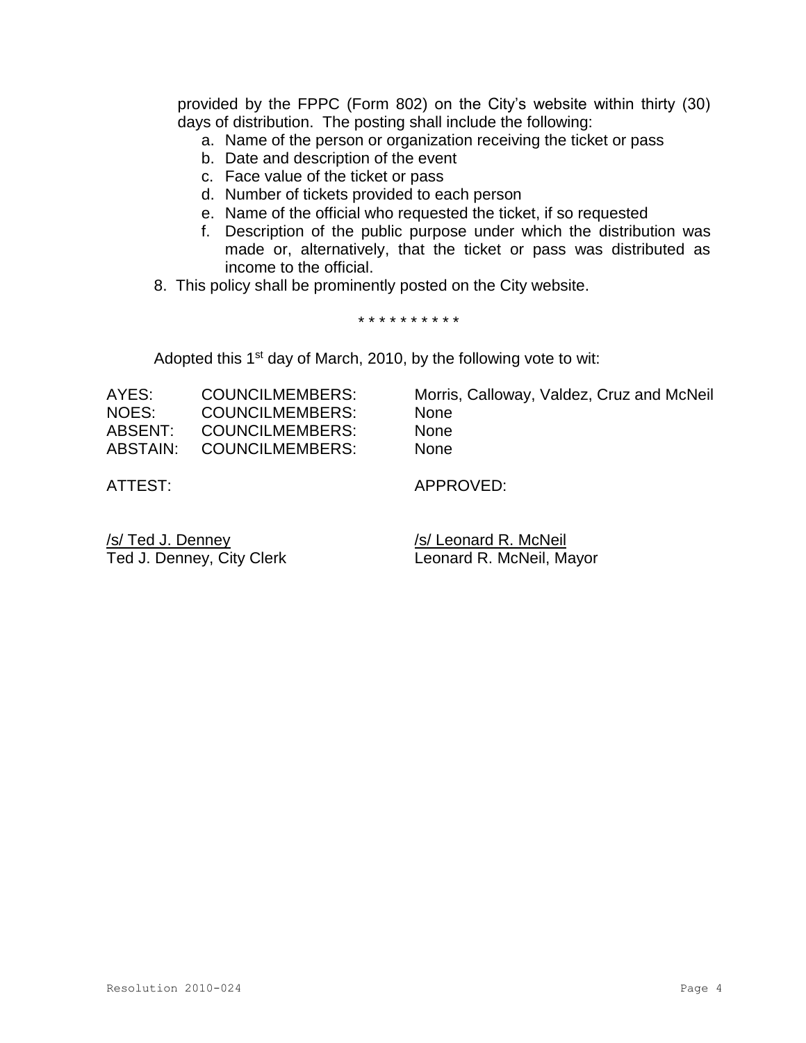provided by the FPPC (Form 802) on the City's website within thirty (30) days of distribution. The posting shall include the following:

   a. Name of the person or organization receiving the ticket or pass
   b. Date and description of the event
   c. Face value of the ticket or pass
   d. Number of tickets provided to each person
   e. Name of the official who requested the ticket, if so requested
   f. Description of the public purpose under which the distribution was made or, alternatively, that the ticket or pass was distributed as income to the official.

8. This policy shall be prominently posted on the City website.

* * * * * * * * * *

Adopted this 1st day of March, 2010, by the following vote to wit:

| | | |
|---|---|---|
| AYES: | COUNCILMEMBERS: | Morris, Calloway, Valdez, Cruz and McNeil |
| NOES: | COUNCILMEMBERS: | None |
| ABSENT: | COUNCILMEMBERS: | None |
| ABSTAIN: | COUNCILMEMBERS: | None |

| | |
|---|---|
| ATTEST: | APPROVED: |
| /s/ Ted J. Denney | /s/ Leonard R. McNeil |
| Ted J. Denney, City Clerk | Leonard R. McNeil, Mayor |

Resolution 2010-024